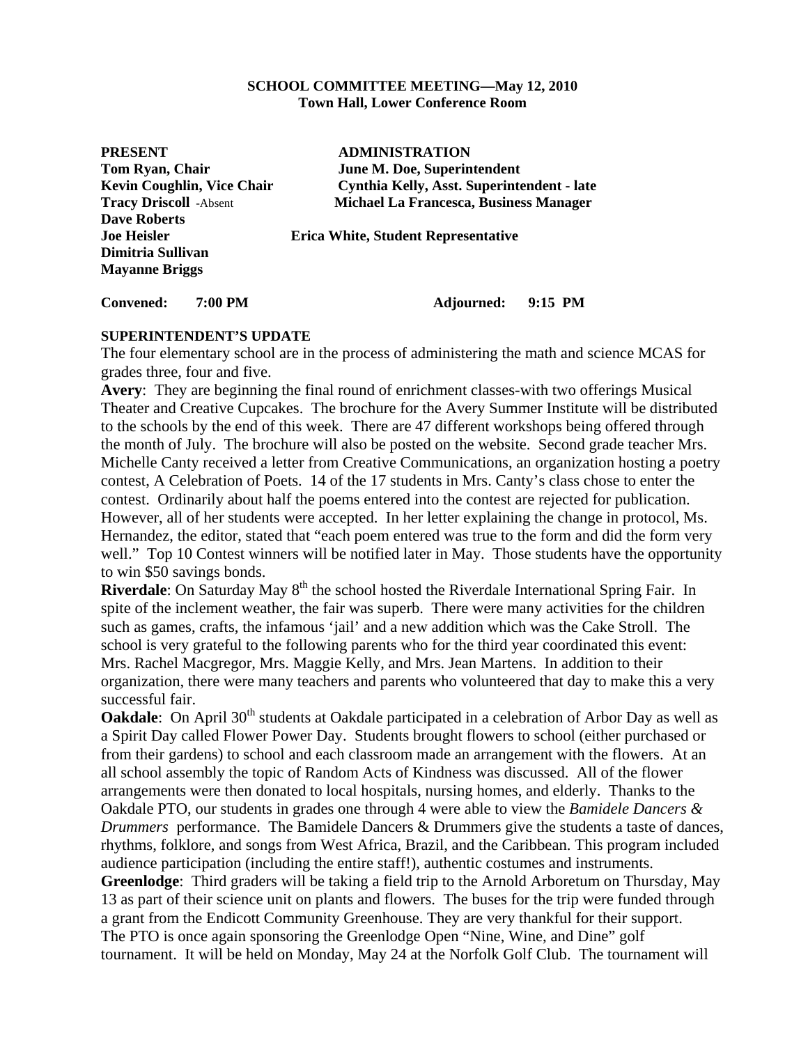**SCHOOL COMMITTEE MEETING—May 12, 2010**
**Town Hall, Lower Conference Room**

| **PRESENT** | **ADMINISTRATION** |
|---|---|
| **Tom Ryan, Chair** | **June M. Doe, Superintendent** |
| **Kevin Coughlin, Vice Chair** | **Cynthia Kelly, Asst. Superintendent - late** |
| **Tracy Driscoll** -Absent | **Michael La Francesca, Business Manager** |
| **Dave Roberts** | |
| **Joe Heisler** | **Erica White, Student Representative** |
| **Dimitria Sullivan** | |
| **Mayanne Briggs** | |

**Convened: 7:00 PM** **Adjourned: 9:15 PM**

**SUPERINTENDENT'S UPDATE**

The four elementary school are in the process of administering the math and science MCAS for grades three, four and five.

**Avery**: They are beginning the final round of enrichment classes-with two offerings Musical Theater and Creative Cupcakes. The brochure for the Avery Summer Institute will be distributed to the schools by the end of this week. There are 47 different workshops being offered through the month of July. The brochure will also be posted on the website. Second grade teacher Mrs. Michelle Canty received a letter from Creative Communications, an organization hosting a poetry contest, A Celebration of Poets. 14 of the 17 students in Mrs. Canty's class chose to enter the contest. Ordinarily about half the poems entered into the contest are rejected for publication. However, all of her students were accepted. In her letter explaining the change in protocol, Ms. Hernandez, the editor, stated that "each poem entered was true to the form and did the form very well." Top 10 Contest winners will be notified later in May. Those students have the opportunity to win $50 savings bonds.

**Riverdale**: On Saturday May 8th the school hosted the Riverdale International Spring Fair. In spite of the inclement weather, the fair was superb. There were many activities for the children such as games, crafts, the infamous 'jail' and a new addition which was the Cake Stroll. The school is very grateful to the following parents who for the third year coordinated this event: Mrs. Rachel Macgregor, Mrs. Maggie Kelly, and Mrs. Jean Martens. In addition to their organization, there were many teachers and parents who volunteered that day to make this a very successful fair.

**Oakdale**: On April 30th students at Oakdale participated in a celebration of Arbor Day as well as a Spirit Day called Flower Power Day. Students brought flowers to school (either purchased or from their gardens) to school and each classroom made an arrangement with the flowers. At an all school assembly the topic of Random Acts of Kindness was discussed. All of the flower arrangements were then donated to local hospitals, nursing homes, and elderly. Thanks to the Oakdale PTO, our students in grades one through 4 were able to view the *Bamidele Dancers & Drummers* performance. The Bamidele Dancers & Drummers give the students a taste of dances, rhythms, folklore, and songs from West Africa, Brazil, and the Caribbean. This program included audience participation (including the entire staff!), authentic costumes and instruments.

**Greenlodge**: Third graders will be taking a field trip to the Arnold Arboretum on Thursday, May 13 as part of their science unit on plants and flowers. The buses for the trip were funded through a grant from the Endicott Community Greenhouse. They are very thankful for their support. The PTO is once again sponsoring the Greenlodge Open "Nine, Wine, and Dine" golf tournament. It will be held on Monday, May 24 at the Norfolk Golf Club. The tournament will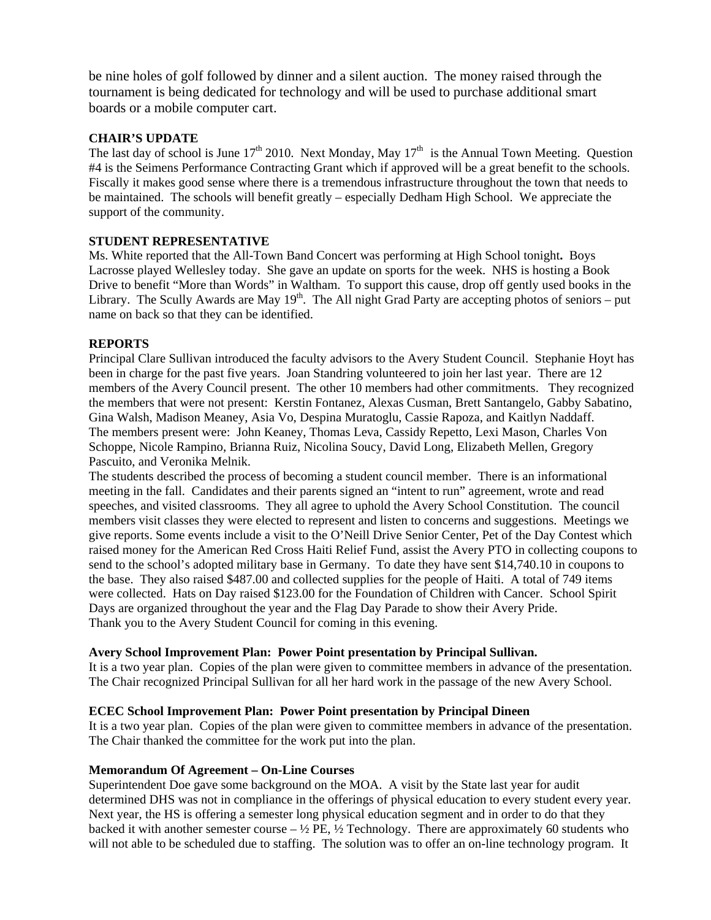be nine holes of golf followed by dinner and a silent auction. The money raised through the tournament is being dedicated for technology and will be used to purchase additional smart boards or a mobile computer cart.

**CHAIR'S UPDATE**

The last day of school is June 17th 2010. Next Monday, May 17th is the Annual Town Meeting. Question #4 is the Seimens Performance Contracting Grant which if approved will be a great benefit to the schools. Fiscally it makes good sense where there is a tremendous infrastructure throughout the town that needs to be maintained. The schools will benefit greatly – especially Dedham High School. We appreciate the support of the community.

**STUDENT REPRESENTATIVE**

Ms. White reported that the All-Town Band Concert was performing at High School tonight**.** Boys Lacrosse played Wellesley today. She gave an update on sports for the week. NHS is hosting a Book Drive to benefit "More than Words" in Waltham. To support this cause, drop off gently used books in the Library. The Scully Awards are May 19th. The All night Grad Party are accepting photos of seniors – put name on back so that they can be identified.

**REPORTS**

Principal Clare Sullivan introduced the faculty advisors to the Avery Student Council. Stephanie Hoyt has been in charge for the past five years. Joan Standring volunteered to join her last year. There are 12 members of the Avery Council present. The other 10 members had other commitments. They recognized the members that were not present: Kerstin Fontanez, Alexas Cusman, Brett Santangelo, Gabby Sabatino, Gina Walsh, Madison Meaney, Asia Vo, Despina Muratoglu, Cassie Rapoza, and Kaitlyn Naddaff. The members present were: John Keaney, Thomas Leva, Cassidy Repetto, Lexi Mason, Charles Von Schoppe, Nicole Rampino, Brianna Ruiz, Nicolina Soucy, David Long, Elizabeth Mellen, Gregory Pascuito, and Veronika Melnik.

The students described the process of becoming a student council member. There is an informational meeting in the fall. Candidates and their parents signed an "intent to run" agreement, wrote and read speeches, and visited classrooms. They all agree to uphold the Avery School Constitution. The council members visit classes they were elected to represent and listen to concerns and suggestions. Meetings we give reports. Some events include a visit to the O'Neill Drive Senior Center, Pet of the Day Contest which raised money for the American Red Cross Haiti Relief Fund, assist the Avery PTO in collecting coupons to send to the school's adopted military base in Germany. To date they have sent $14,740.10 in coupons to the base. They also raised $487.00 and collected supplies for the people of Haiti. A total of 749 items were collected. Hats on Day raised $123.00 for the Foundation of Children with Cancer. School Spirit Days are organized throughout the year and the Flag Day Parade to show their Avery Pride. Thank you to the Avery Student Council for coming in this evening.

**Avery School Improvement Plan: Power Point presentation by Principal Sullivan.**

It is a two year plan. Copies of the plan were given to committee members in advance of the presentation. The Chair recognized Principal Sullivan for all her hard work in the passage of the new Avery School.

**ECEC School Improvement Plan: Power Point presentation by Principal Dineen**

It is a two year plan. Copies of the plan were given to committee members in advance of the presentation. The Chair thanked the committee for the work put into the plan.

**Memorandum Of Agreement – On-Line Courses**

Superintendent Doe gave some background on the MOA. A visit by the State last year for audit determined DHS was not in compliance in the offerings of physical education to every student every year. Next year, the HS is offering a semester long physical education segment and in order to do that they backed it with another semester course – ½ PE, ½ Technology. There are approximately 60 students who will not able to be scheduled due to staffing. The solution was to offer an on-line technology program. It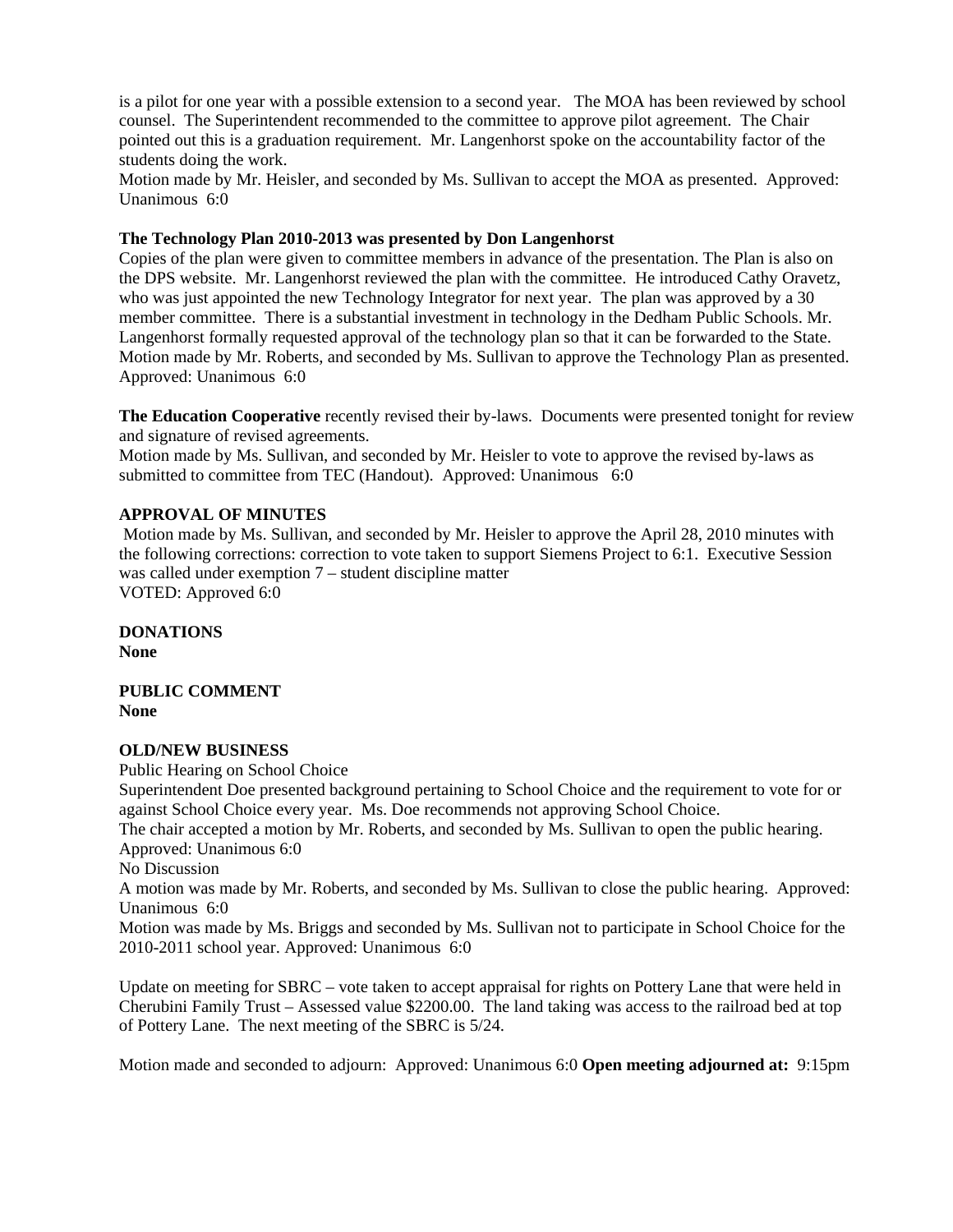is a pilot for one year with a possible extension to a second year. The MOA has been reviewed by school counsel. The Superintendent recommended to the committee to approve pilot agreement. The Chair pointed out this is a graduation requirement. Mr. Langenhorst spoke on the accountability factor of the students doing the work.
Motion made by Mr. Heisler, and seconded by Ms. Sullivan to accept the MOA as presented. Approved: Unanimous 6:0

**The Technology Plan 2010-2013 was presented by Don Langenhorst**
Copies of the plan were given to committee members in advance of the presentation. The Plan is also on the DPS website. Mr. Langenhorst reviewed the plan with the committee. He introduced Cathy Oravetz, who was just appointed the new Technology Integrator for next year. The plan was approved by a 30 member committee. There is a substantial investment in technology in the Dedham Public Schools. Mr. Langenhorst formally requested approval of the technology plan so that it can be forwarded to the State.
Motion made by Mr. Roberts, and seconded by Ms. Sullivan to approve the Technology Plan as presented. Approved: Unanimous 6:0

**The Education Cooperative** recently revised their by-laws. Documents were presented tonight for review and signature of revised agreements.
Motion made by Ms. Sullivan, and seconded by Mr. Heisler to vote to approve the revised by-laws as submitted to committee from TEC (Handout). Approved: Unanimous 6:0

**APPROVAL OF MINUTES**
Motion made by Ms. Sullivan, and seconded by Mr. Heisler to approve the April 28, 2010 minutes with the following corrections: correction to vote taken to support Siemens Project to 6:1. Executive Session was called under exemption 7 – student discipline matter
VOTED: Approved 6:0

**DONATIONS**
**None**

**PUBLIC COMMENT**
**None**

**OLD/NEW BUSINESS**
Public Hearing on School Choice
Superintendent Doe presented background pertaining to School Choice and the requirement to vote for or against School Choice every year. Ms. Doe recommends not approving School Choice.
The chair accepted a motion by Mr. Roberts, and seconded by Ms. Sullivan to open the public hearing. Approved: Unanimous 6:0
No Discussion
A motion was made by Mr. Roberts, and seconded by Ms. Sullivan to close the public hearing. Approved: Unanimous 6:0
Motion was made by Ms. Briggs and seconded by Ms. Sullivan not to participate in School Choice for the 2010-2011 school year. Approved: Unanimous 6:0

Update on meeting for SBRC – vote taken to accept appraisal for rights on Pottery Lane that were held in Cherubini Family Trust – Assessed value $2200.00. The land taking was access to the railroad bed at top of Pottery Lane. The next meeting of the SBRC is 5/24.

Motion made and seconded to adjourn: Approved: Unanimous 6:0 **Open meeting adjourned at:** 9:15pm